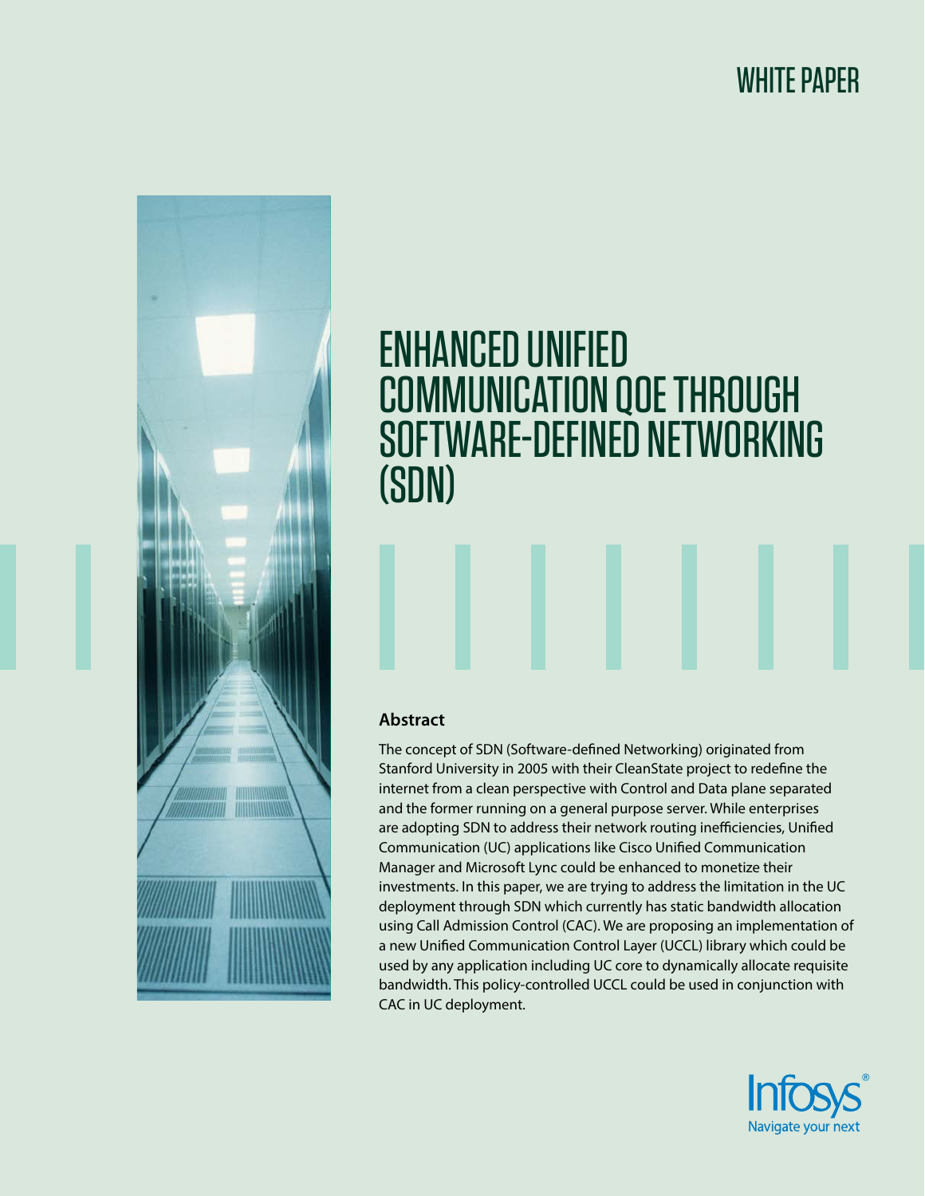WHITE PAPER

# ENHANCED UNIFIED COMMUNICATION QOE THROUGH SOFTWARE-DEFINED NETWORKING (SDN)

## Abstract

The concept of SDN (Software-defined Networking) originated from Stanford University in 2005 with their CleanState project to redefine the internet from a clean perspective with Control and Data plane separated and the former running on a general purpose server. While enterprises are adopting SDN to address their network routing inefficiencies, Unified Communication (UC) applications like Cisco Unified Communication Manager and Microsoft Lync could be enhanced to monetize their investments. In this paper, we are trying to address the limitation in the UC deployment through SDN which currently has static bandwidth allocation using Call Admission Control (CAC). We are proposing an implementation of a new Unified Communication Control Layer (UCCL) library which could be used by any application including UC core to dynamically allocate requisite bandwidth. This policy-controlled UCCL could be used in conjunction with CAC in UC deployment.

Infosys®
Navigate your next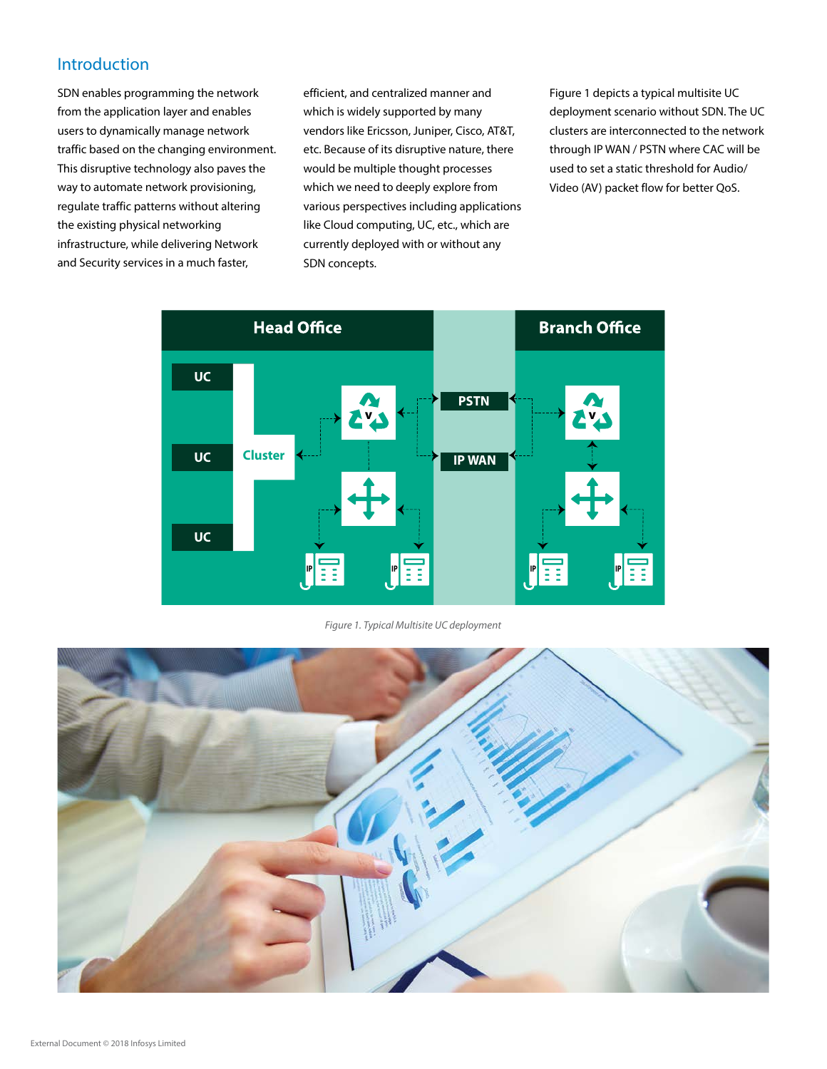## Introduction

SDN enables programming the network from the application layer and enables users to dynamically manage network traffic based on the changing environment. This disruptive technology also paves the way to automate network provisioning, regulate traffic patterns without altering the existing physical networking infrastructure, while delivering Network and Security services in a much faster, efficient, and centralized manner and which is widely supported by many vendors like Ericsson, Juniper, Cisco, AT&T, etc. Because of its disruptive nature, there would be multiple thought processes which we need to deeply explore from various perspectives including applications like Cloud computing, UC, etc., which are currently deployed with or without any SDN concepts.

Figure 1 depicts a typical multisite UC deployment scenario without SDN. The UC clusters are interconnected to the network through IP WAN / PSTN where CAC will be used to set a static threshold for Audio/Video (AV) packet flow for better QoS.

*Figure 1. Typical Multisite UC deployment*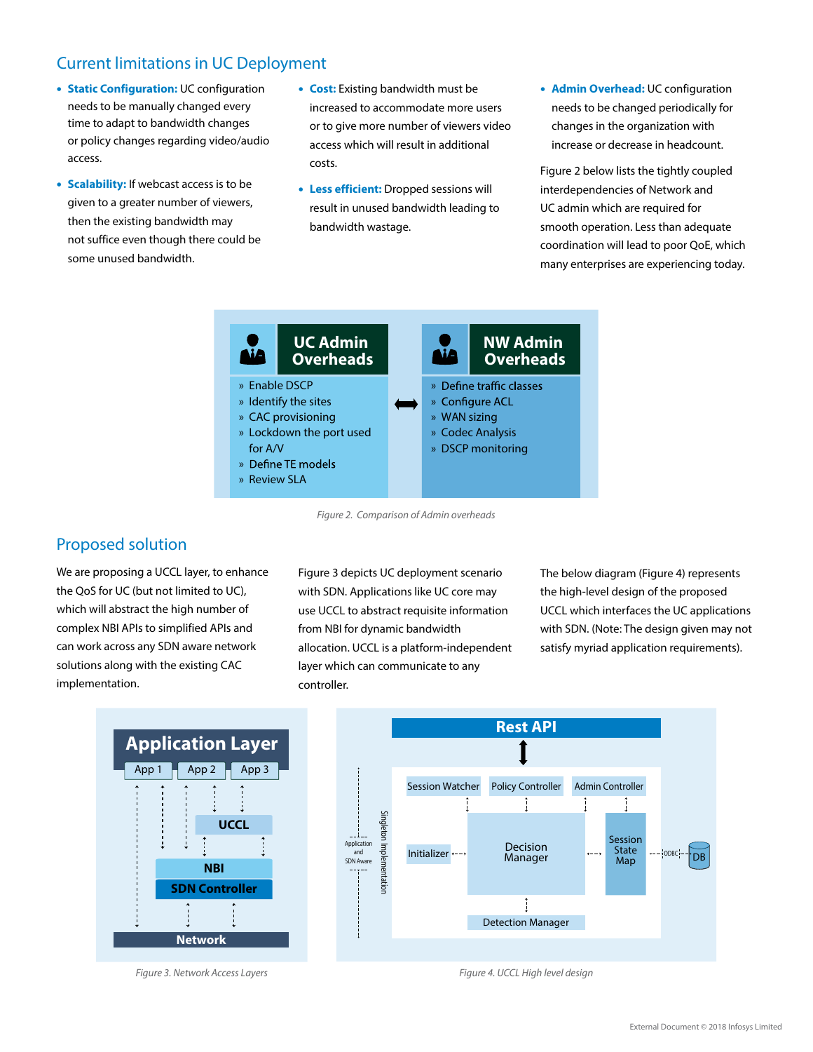## Current limitations in UC Deployment

- **Static Configuration:** UC configuration needs to be manually changed every time to adapt to bandwidth changes or policy changes regarding video/audio access.
- **Scalability:** If webcast access is to be given to a greater number of viewers, then the existing bandwidth may not suffice even though there could be some unused bandwidth.
- **Cost:** Existing bandwidth must be increased to accommodate more users or to give more number of viewers video access which will result in additional costs.
- **Less efficient:** Dropped sessions will result in unused bandwidth leading to bandwidth wastage.
- **Admin Overhead:** UC configuration needs to be changed periodically for changes in the organization with increase or decrease in headcount.

Figure 2 below lists the tightly coupled interdependencies of Network and UC admin which are required for smooth operation. Less than adequate coordination will lead to poor QoE, which many enterprises are experiencing today.

| UC Admin Overheads | NW Admin Overheads |
|---|---|
| » Enable DSCP | » Define traffic classes |
| » Identify the sites | » Configure ACL |
| » CAC provisioning | » WAN sizing |
| » Lockdown the port used for A/V | » Codec Analysis |
| » Define TE models | » DSCP monitoring |
| » Review SLA | |

*Figure 2. Comparison of Admin overheads*

## Proposed solution

We are proposing a UCCL layer, to enhance the QoS for UC (but not limited to UC), which will abstract the high number of complex NBI APIs to simplified APIs and can work across any SDN aware network solutions along with the existing CAC implementation.

Figure 3 depicts UC deployment scenario with SDN. Applications like UC core may use UCCL to abstract requisite information from NBI for dynamic bandwidth allocation. UCCL is a platform-independent layer which can communicate to any controller.

The below diagram (Figure 4) represents the high-level design of the proposed UCCL which interfaces the UC applications with SDN. (Note: The design given may not satisfy myriad application requirements).

Application Layer: App 1, App 2, App 3 → UCCL → NBI → SDN Controller → Network

*Figure 3. Network Access Layers*

Rest API; Session Watcher, Policy Controller, Admin Controller; Initializer, Decision Manager, Session State Map, DB (ODBC); Detection Manager; Singleton Implementation; Application and SDN Aware

*Figure 4. UCCL High level design*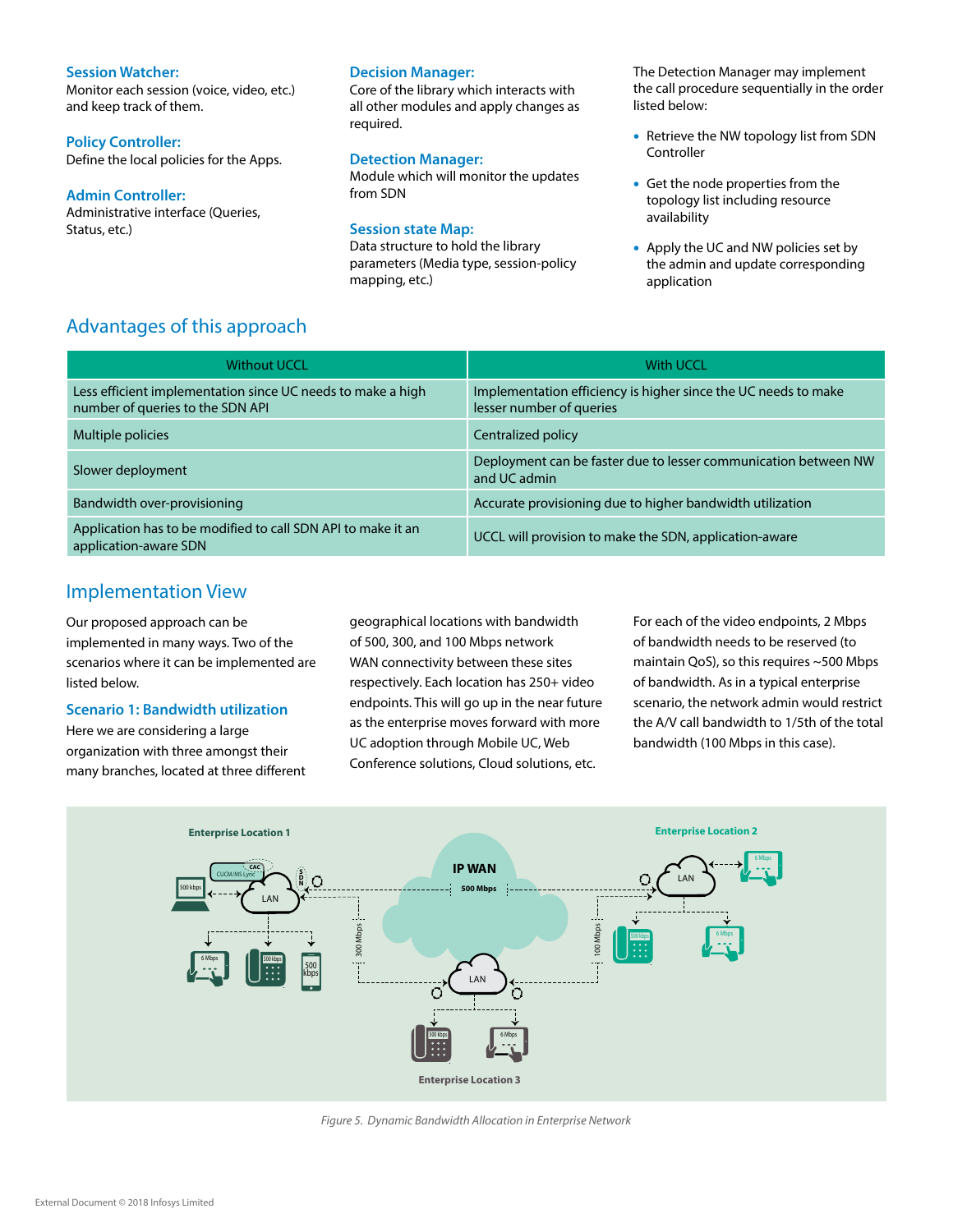**Session Watcher:**
Monitor each session (voice, video, etc.) and keep track of them.

**Policy Controller:**
Define the local policies for the Apps.

**Admin Controller:**
Administrative interface (Queries, Status, etc.)

**Decision Manager:**
Core of the library which interacts with all other modules and apply changes as required.

**Detection Manager:**
Module which will monitor the updates from SDN

**Session state Map:**
Data structure to hold the library parameters (Media type, session-policy mapping, etc.)

The Detection Manager may implement the call procedure sequentially in the order listed below:

- Retrieve the NW topology list from SDN Controller
- Get the node properties from the topology list including resource availability
- Apply the UC and NW policies set by the admin and update corresponding application

## Advantages of this approach

| Without UCCL | With UCCL |
|---|---|
| Less efficient implementation since UC needs to make a high number of queries to the SDN API | Implementation efficiency is higher since the UC needs to make lesser number of queries |
| Multiple policies | Centralized policy |
| Slower deployment | Deployment can be faster due to lesser communication between NW and UC admin |
| Bandwidth over-provisioning | Accurate provisioning due to higher bandwidth utilization |
| Application has to be modified to call SDN API to make it an application-aware SDN | UCCL will provision to make the SDN, application-aware |

## Implementation View

Our proposed approach can be implemented in many ways. Two of the scenarios where it can be implemented are listed below.

### Scenario 1: Bandwidth utilization

Here we are considering a large organization with three amongst their many branches, located at three different geographical locations with bandwidth of 500, 300, and 100 Mbps network WAN connectivity between these sites respectively. Each location has 250+ video endpoints. This will go up in the near future as the enterprise moves forward with more UC adoption through Mobile UC, Web Conference solutions, Cloud solutions, etc.

For each of the video endpoints, 2 Mbps of bandwidth needs to be reserved (to maintain QoS), so this requires ~500 Mbps of bandwidth. As in a typical enterprise scenario, the network admin would restrict the A/V call bandwidth to 1/5th of the total bandwidth (100 Mbps in this case).

*Figure 5. Dynamic Bandwidth Allocation in Enterprise Network*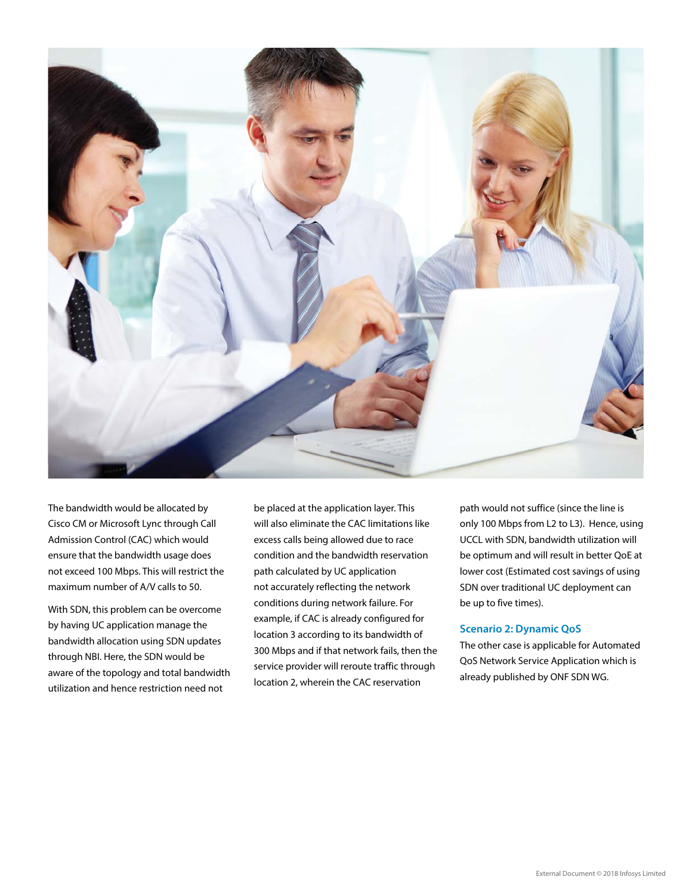The bandwidth would be allocated by Cisco CM or Microsoft Lync through Call Admission Control (CAC) which would ensure that the bandwidth usage does not exceed 100 Mbps. This will restrict the maximum number of A/V calls to 50.

With SDN, this problem can be overcome by having UC application manage the bandwidth allocation using SDN updates through NBI. Here, the SDN would be aware of the topology and total bandwidth utilization and hence restriction need not be placed at the application layer. This will also eliminate the CAC limitations like excess calls being allowed due to race condition and the bandwidth reservation path calculated by UC application not accurately reflecting the network conditions during network failure. For example, if CAC is already configured for location 3 according to its bandwidth of 300 Mbps and if that network fails, then the service provider will reroute traffic through location 2, wherein the CAC reservation path would not suffice (since the line is only 100 Mbps from L2 to L3). Hence, using UCCL with SDN, bandwidth utilization will be optimum and will result in better QoE at lower cost (Estimated cost savings of using SDN over traditional UC deployment can be up to five times).

### Scenario 2: Dynamic QoS

The other case is applicable for Automated QoS Network Service Application which is already published by ONF SDN WG.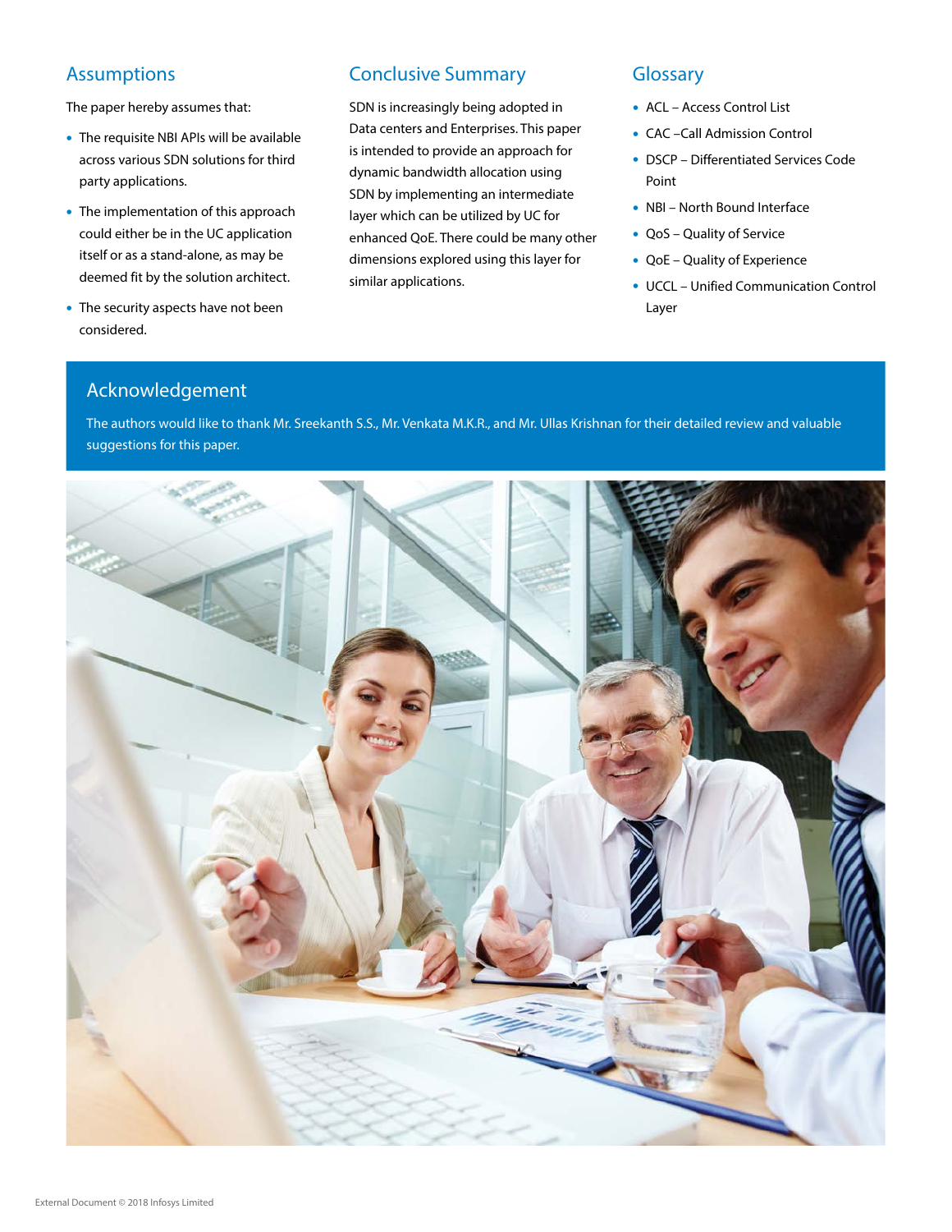## Assumptions

The paper hereby assumes that:

- The requisite NBI APIs will be available across various SDN solutions for third party applications.
- The implementation of this approach could either be in the UC application itself or as a stand-alone, as may be deemed fit by the solution architect.
- The security aspects have not been considered.

## Conclusive Summary

SDN is increasingly being adopted in Data centers and Enterprises. This paper is intended to provide an approach for dynamic bandwidth allocation using SDN by implementing an intermediate layer which can be utilized by UC for enhanced QoE. There could be many other dimensions explored using this layer for similar applications.

## Glossary

- ACL – Access Control List
- CAC –Call Admission Control
- DSCP – Differentiated Services Code Point
- NBI – North Bound Interface
- QoS – Quality of Service
- QoE – Quality of Experience
- UCCL – Unified Communication Control Layer

## Acknowledgement

The authors would like to thank Mr. Sreekanth S.S., Mr. Venkata M.K.R., and Mr. Ullas Krishnan for their detailed review and valuable suggestions for this paper.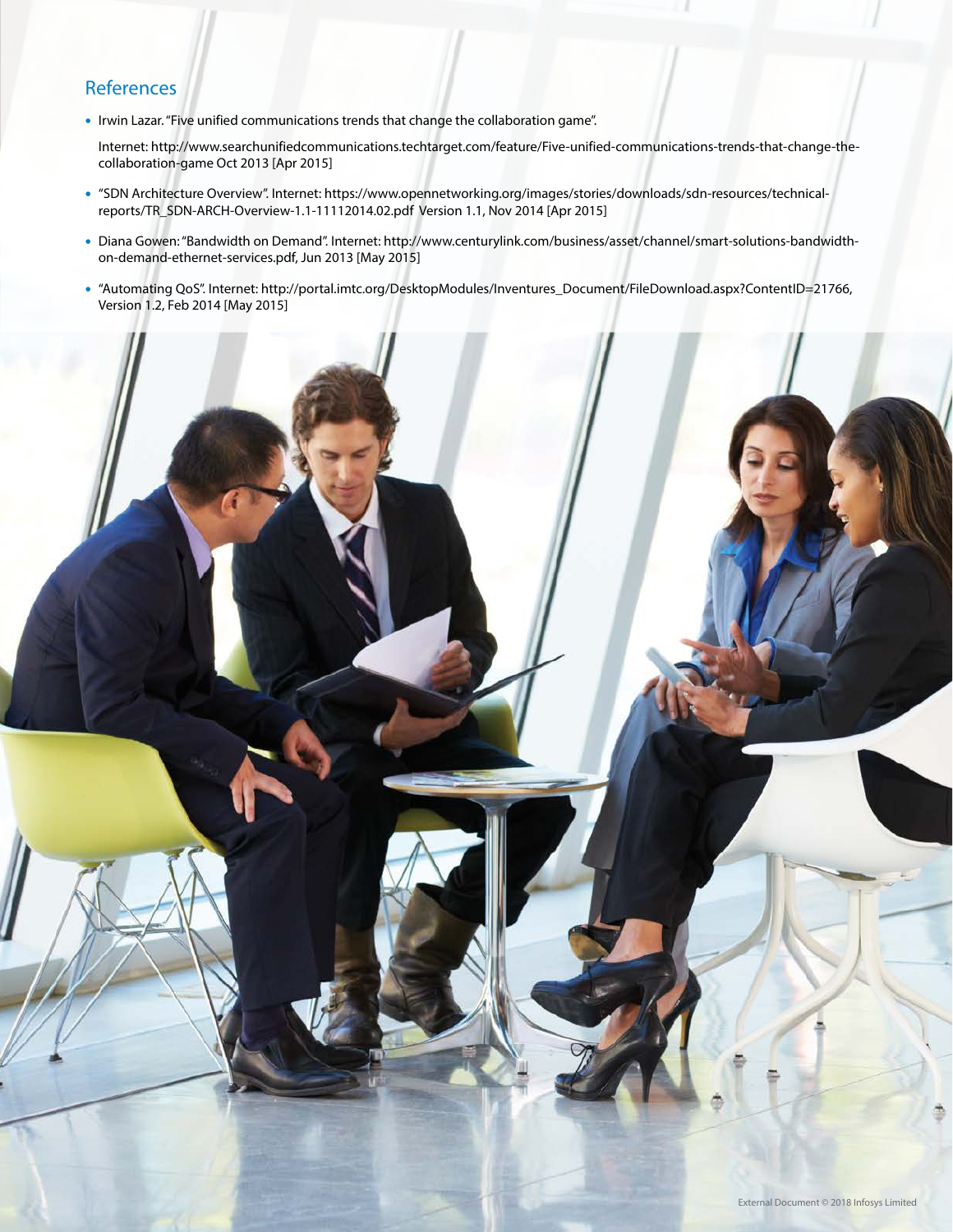## References

- Irwin Lazar. "Five unified communications trends that change the collaboration game".

  Internet: http://www.searchunifiedcommunications.techtarget.com/feature/Five-unified-communications-trends-that-change-the-collaboration-game Oct 2013 [Apr 2015]

- "SDN Architecture Overview". Internet: https://www.opennetworking.org/images/stories/downloads/sdn-resources/technical-reports/TR_SDN-ARCH-Overview-1.1-11112014.02.pdf Version 1.1, Nov 2014 [Apr 2015]

- Diana Gowen: "Bandwidth on Demand". Internet: http://www.centurylink.com/business/asset/channel/smart-solutions-bandwidth-on-demand-ethernet-services.pdf, Jun 2013 [May 2015]

- "Automating QoS". Internet: http://portal.imtc.org/DesktopModules/Inventures_Document/FileDownload.aspx?ContentID=21766, Version 1.2, Feb 2014 [May 2015]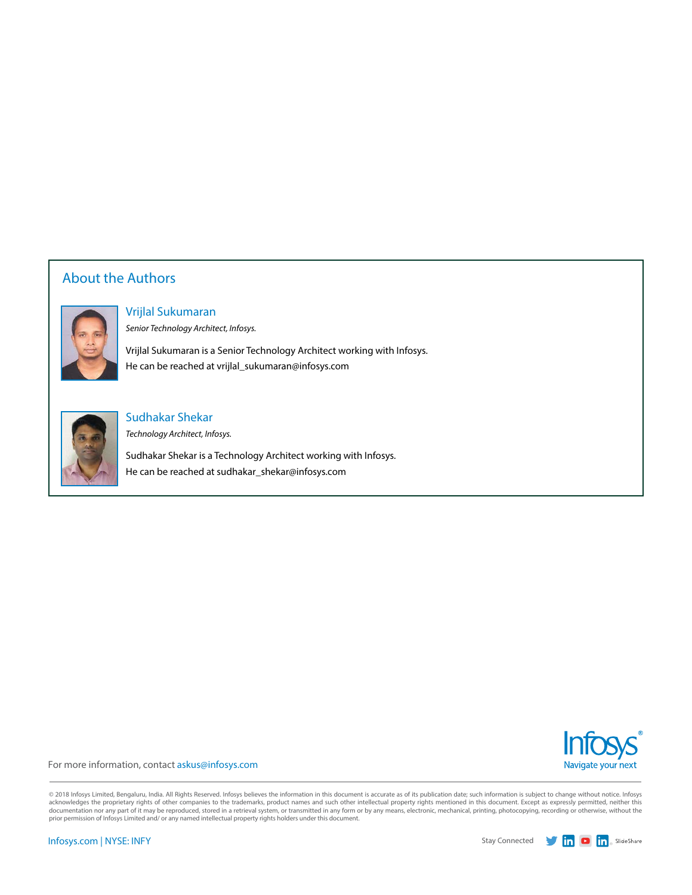## About the Authors

### Vrijlal Sukumaran

*Senior Technology Architect, Infosys.*

Vrijlal Sukumaran is a Senior Technology Architect working with Infosys.
He can be reached at vrijlal_sukumaran@infosys.com

### Sudhakar Shekar

*Technology Architect, Infosys.*

Sudhakar Shekar is a Technology Architect working with Infosys.
He can be reached at sudhakar_shekar@infosys.com

For more information, contact askus@infosys.com

Infosys®
Navigate your next

© 2018 Infosys Limited, Bengaluru, India. All Rights Reserved. Infosys believes the information in this document is accurate as of its publication date; such information is subject to change without notice. Infosys acknowledges the proprietary rights of other companies to the trademarks, product names and such other intellectual property rights mentioned in this document. Except as expressly permitted, neither this documentation nor any part of it may be reproduced, stored in a retrieval system, or transmitted in any form or by any means, electronic, mechanical, printing, photocopying, recording or otherwise, without the prior permission of Infosys Limited and/ or any named intellectual property rights holders under this document.

Infosys.com | NYSE: INFY

Stay Connected